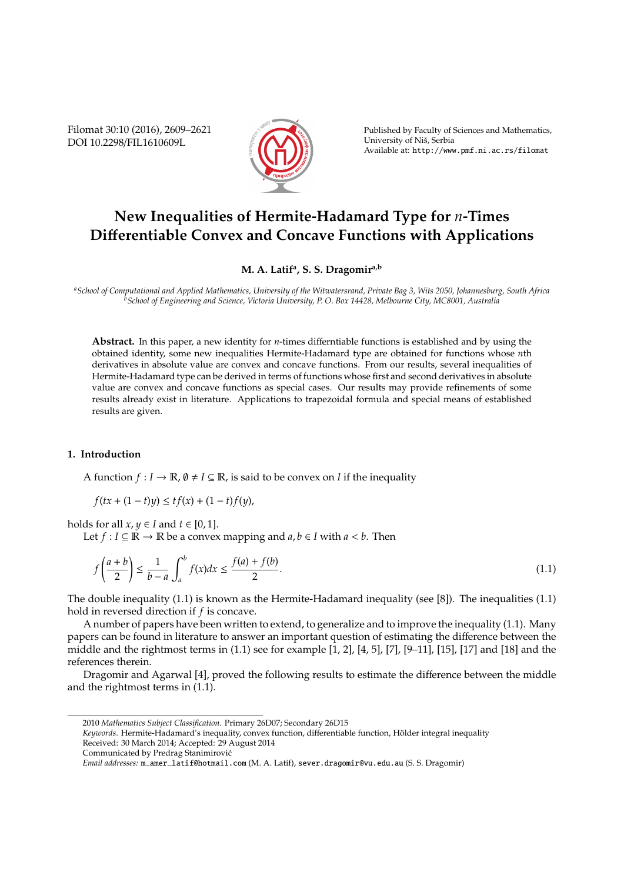Filomat 30:10 (2016), 2609–2621
DOI 10.2298/FIL1610609L

Published by Faculty of Sciences and Mathematics, University of Niš, Serbia
Available at: http://www.pmf.ni.ac.rs/filomat

# New Inequalities of Hermite-Hadamard Type for $n$-Times Differentiable Convex and Concave Functions with Applications

**M. A. Latif[a], S. S. Dragomir[a,b]**

[a] *School of Computational and Applied Mathematics, University of the Witwatersrand, Private Bag 3, Wits 2050, Johannesburg, South Africa*
[b] *School of Engineering and Science, Victoria University, P. O. Box 14428, Melbourne City, MC8001, Australia*

**Abstract.** In this paper, a new identity for $n$-times differntiable functions is established and by using the obtained identity, some new inequalities Hermite-Hadamard type are obtained for functions whose $n$th derivatives in absolute value are convex and concave functions. From our results, several inequalities of Hermite-Hadamard type can be derived in terms of functions whose first and second derivatives in absolute value are convex and concave functions as special cases. Our results may provide refinements of some results already exist in literature. Applications to trapezoidal formula and special means of established results are given.

## 1. Introduction

A function $f : I \to \mathbb{R}$, $\emptyset \neq I \subseteq \mathbb{R}$, is said to be convex on $I$ if the inequality

$$f(tx + (1-t)y) \leq tf(x) + (1-t)f(y),$$

holds for all $x, y \in I$ and $t \in [0,1]$.

Let $f : I \subseteq \mathbb{R} \to \mathbb{R}$ be a convex mapping and $a, b \in I$ with $a < b$. Then

$$f\left(\frac{a+b}{2}\right) \leq \frac{1}{b-a}\int_a^b f(x)dx \leq \frac{f(a)+f(b)}{2}. \tag{1.1}$$

The double inequality (1.1) is known as the Hermite-Hadamard inequality (see [8]). The inequalities (1.1) hold in reversed direction if $f$ is concave.

A number of papers have been written to extend, to generalize and to improve the inequality (1.1). Many papers can be found in literature to answer an important question of estimating the difference between the middle and the rightmost terms in (1.1) see for example [1, 2], [4, 5], [7], [9–11], [15], [17] and [18] and the references therein.

Dragomir and Agarwal [4], proved the following results to estimate the difference between the middle and the rightmost terms in (1.1).

---

2010 *Mathematics Subject Classification*. Primary 26D07; Secondary 26D15
*Keywords*. Hermite-Hadamard's inequality, convex function, differentiable function, Hölder integral inequality
Received: 30 March 2014; Accepted: 29 August 2014
Communicated by Predrag Stanimirović
*Email addresses:* m_amer_latif@hotmail.com (M. A. Latif), sever.dragomir@vu.edu.au (S. S. Dragomir)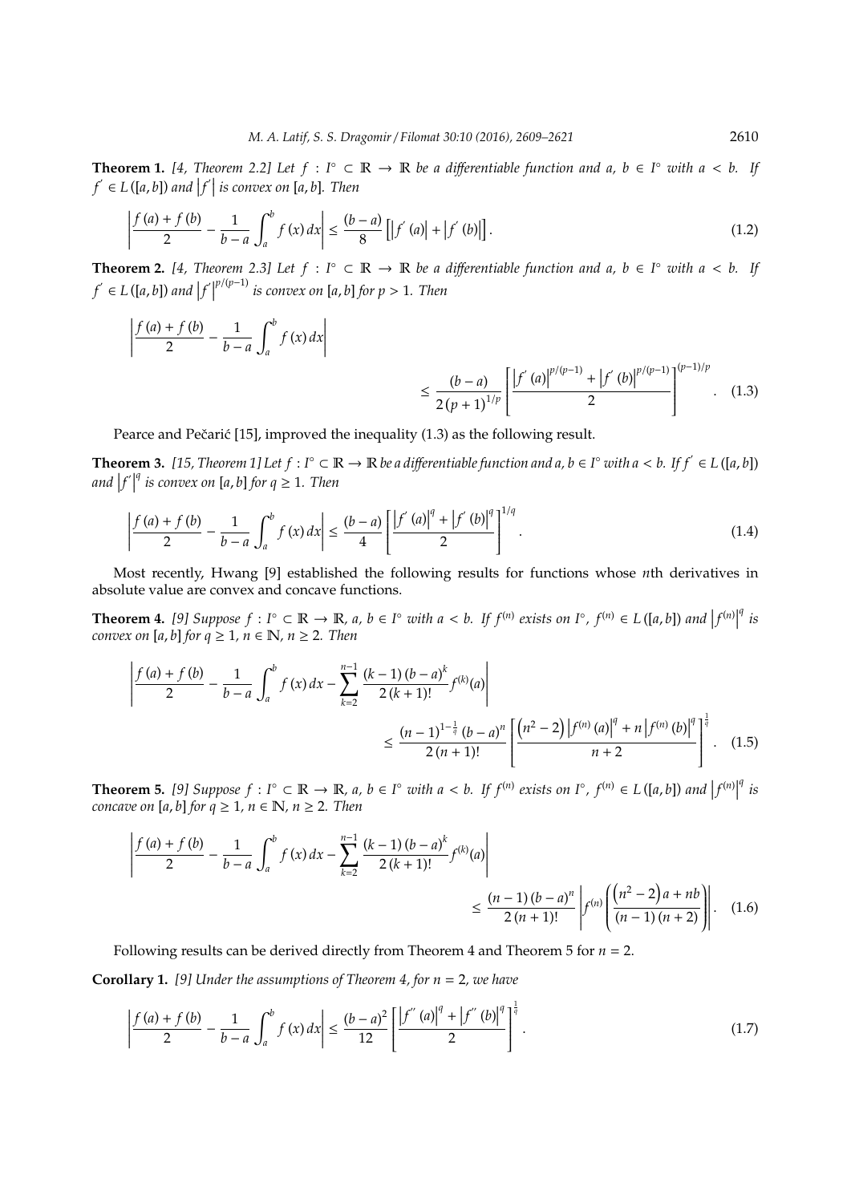**Theorem 1.** *[4, Theorem 2.2] Let $f : I^\circ \subset \mathbb{R} \to \mathbb{R}$ be a differentiable function and $a, b \in I^\circ$ with $a < b$. If $f' \in L([a,b])$ and $|f'|$ is convex on $[a,b]$. Then*

$$\left| \frac{f(a)+f(b)}{2} - \frac{1}{b-a}\int_a^b f(x)\,dx \right| \leq \frac{(b-a)}{8}\left[ |f'(a)| + |f'(b)| \right]. \tag{1.2}$$

**Theorem 2.** *[4, Theorem 2.3] Let $f : I^\circ \subset \mathbb{R} \to \mathbb{R}$ be a differentiable function and $a, b \in I^\circ$ with $a < b$. If $f' \in L([a,b])$ and $|f'|^{p/(p-1)}$ is convex on $[a,b]$ for $p > 1$. Then*

$$\left| \frac{f(a)+f(b)}{2} - \frac{1}{b-a}\int_a^b f(x)\,dx \right| \leq \frac{(b-a)}{2(p+1)^{1/p}}\left[ \frac{|f'(a)|^{p/(p-1)} + |f'(b)|^{p/(p-1)}}{2} \right]^{(p-1)/p}. \tag{1.3}$$

Pearce and Pečarić [15], improved the inequality (1.3) as the following result.

**Theorem 3.** *[15, Theorem 1] Let $f : I^\circ \subset \mathbb{R} \to \mathbb{R}$ be a differentiable function and $a, b \in I^\circ$ with $a < b$. If $f' \in L([a,b])$ and $|f'|^q$ is convex on $[a,b]$ for $q \geq 1$. Then*

$$\left| \frac{f(a)+f(b)}{2} - \frac{1}{b-a}\int_a^b f(x)\,dx \right| \leq \frac{(b-a)}{4}\left[ \frac{|f'(a)|^q + |f'(b)|^q}{2} \right]^{1/q}. \tag{1.4}$$

Most recently, Hwang [9] established the following results for functions whose $n$th derivatives in absolute value are convex and concave functions.

**Theorem 4.** *[9] Suppose $f : I^\circ \subset \mathbb{R} \to \mathbb{R}$, $a, b \in I^\circ$ with $a < b$. If $f^{(n)}$ exists on $I^\circ$, $f^{(n)} \in L([a,b])$ and $|f^{(n)}|^q$ is convex on $[a,b]$ for $q \geq 1$, $n \in \mathbb{N}$, $n \geq 2$. Then*

$$\left| \frac{f(a)+f(b)}{2} - \frac{1}{b-a}\int_a^b f(x)\,dx - \sum_{k=2}^{n-1} \frac{(k-1)(b-a)^k}{2(k+1)!} f^{(k)}(a) \right| \leq \frac{(n-1)^{1-\frac{1}{q}}(b-a)^n}{2(n+1)!}\left[ \frac{(n^2-2)|f^{(n)}(a)|^q + n|f^{(n)}(b)|^q}{n+2} \right]^{\frac{1}{q}}. \tag{1.5}$$

**Theorem 5.** *[9] Suppose $f : I^\circ \subset \mathbb{R} \to \mathbb{R}$, $a, b \in I^\circ$ with $a < b$. If $f^{(n)}$ exists on $I^\circ$, $f^{(n)} \in L([a,b])$ and $|f^{(n)}|^q$ is concave on $[a,b]$ for $q \geq 1$, $n \in \mathbb{N}$, $n \geq 2$. Then*

$$\left| \frac{f(a)+f(b)}{2} - \frac{1}{b-a}\int_a^b f(x)\,dx - \sum_{k=2}^{n-1} \frac{(k-1)(b-a)^k}{2(k+1)!} f^{(k)}(a) \right| \leq \frac{(n-1)(b-a)^n}{2(n+1)!}\left| f^{(n)}\left( \frac{(n^2-2)a + nb}{(n-1)(n+2)} \right) \right|. \tag{1.6}$$

Following results can be derived directly from Theorem 4 and Theorem 5 for $n = 2$.

**Corollary 1.** *[9] Under the assumptions of Theorem 4, for $n = 2$, we have*

$$\left| \frac{f(a)+f(b)}{2} - \frac{1}{b-a}\int_a^b f(x)\,dx \right| \leq \frac{(b-a)^2}{12}\left[ \frac{|f''(a)|^q + |f''(b)|^q}{2} \right]^{\frac{1}{q}}. \tag{1.7}$$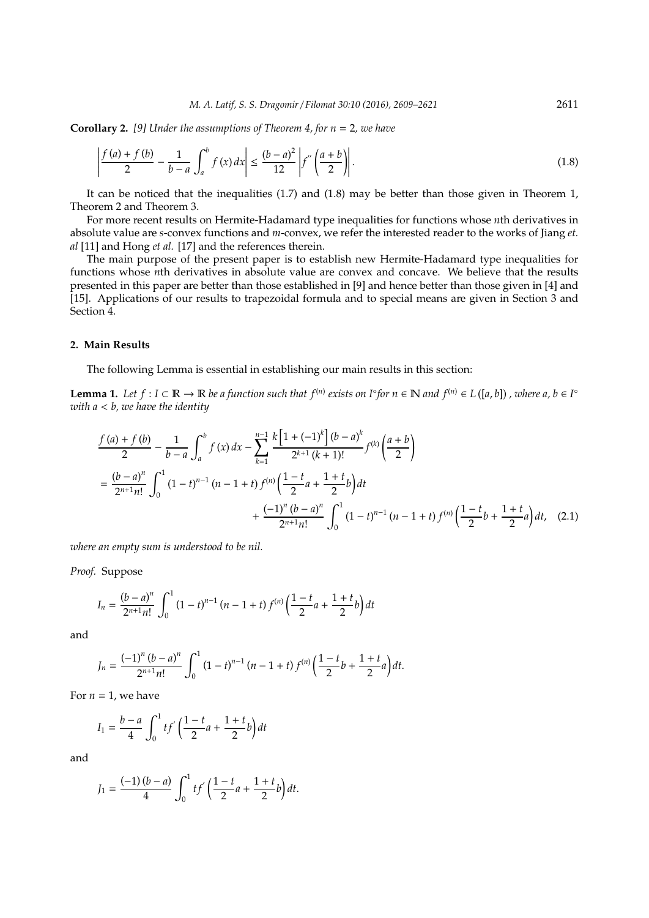**Corollary 2.** *[9] Under the assumptions of Theorem 4, for $n = 2$, we have*

$$\left|\frac{f(a)+f(b)}{2}-\frac{1}{b-a}\int_a^b f(x)\,dx\right| \le \frac{(b-a)^2}{12}\left|f''\left(\frac{a+b}{2}\right)\right|. \tag{1.8}$$

It can be noticed that the inequalities (1.7) and (1.8) may be better than those given in Theorem 1, Theorem 2 and Theorem 3.

For more recent results on Hermite-Hadamard type inequalities for functions whose $n$th derivatives in absolute value are $s$-convex functions and $m$-convex, we refer the interested reader to the works of Jiang *et. al* [11] and Hong *et al.* [17] and the references therein.

The main purpose of the present paper is to establish new Hermite-Hadamard type inequalities for functions whose $n$th derivatives in absolute value are convex and concave. We believe that the results presented in this paper are better than those established in [9] and hence better than those given in [4] and [15]. Applications of our results to trapezoidal formula and to special means are given in Section 3 and Section 4.

## 2. Main Results

The following Lemma is essential in establishing our main results in this section:

**Lemma 1.** *Let $f : I \subset \mathbb{R} \to \mathbb{R}$ be a function such that $f^{(n)}$ exists on $I^\circ$ for $n \in \mathbb{N}$ and $f^{(n)} \in L([a,b])$, where $a, b \in I^\circ$ with $a < b$, we have the identity*

$$\frac{f(a)+f(b)}{2}-\frac{1}{b-a}\int_a^b f(x)\,dx-\sum_{k=1}^{n-1}\frac{k\left[1+(-1)^k\right](b-a)^k}{2^{k+1}(k+1)!}f^{(k)}\left(\frac{a+b}{2}\right)$$
$$=\frac{(b-a)^n}{2^{n+1}n!}\int_0^1(1-t)^{n-1}(n-1+t)\,f^{(n)}\left(\frac{1-t}{2}a+\frac{1+t}{2}b\right)dt$$
$$+\frac{(-1)^n(b-a)^n}{2^{n+1}n!}\int_0^1(1-t)^{n-1}(n-1+t)\,f^{(n)}\left(\frac{1-t}{2}b+\frac{1+t}{2}a\right)dt, \tag{2.1}$$

*where an empty sum is understood to be nil.*

*Proof.* Suppose

$$I_n=\frac{(b-a)^n}{2^{n+1}n!}\int_0^1(1-t)^{n-1}(n-1+t)\,f^{(n)}\left(\frac{1-t}{2}a+\frac{1+t}{2}b\right)dt$$

and

$$J_n=\frac{(-1)^n(b-a)^n}{2^{n+1}n!}\int_0^1(1-t)^{n-1}(n-1+t)\,f^{(n)}\left(\frac{1-t}{2}b+\frac{1+t}{2}a\right)dt.$$

For $n = 1$, we have

$$I_1=\frac{b-a}{4}\int_0^1 t f'\left(\frac{1-t}{2}a+\frac{1+t}{2}b\right)dt$$

and

$$J_1=\frac{(-1)(b-a)}{4}\int_0^1 t f'\left(\frac{1-t}{2}a+\frac{1+t}{2}b\right)dt.$$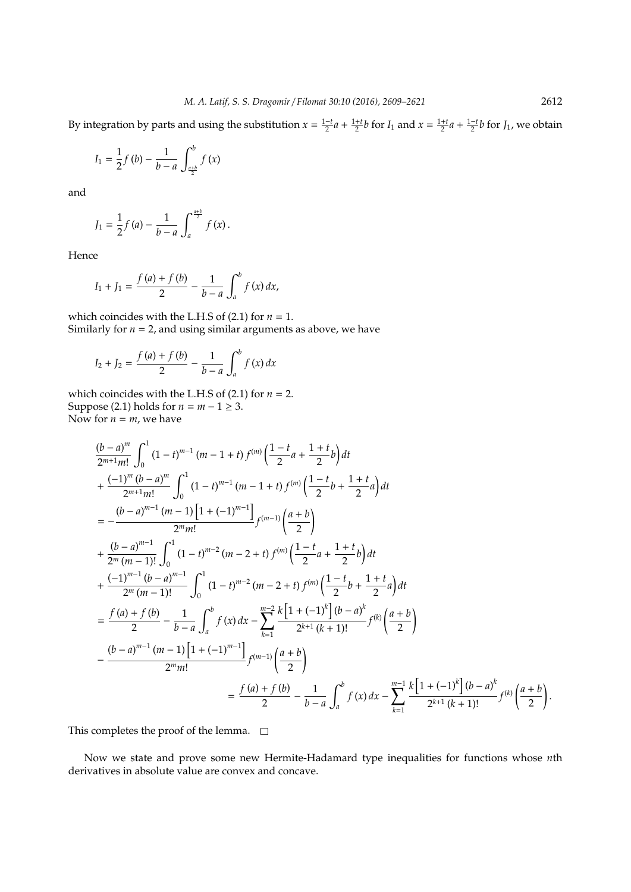By integration by parts and using the substitution $x = \frac{1-t}{2}a + \frac{1+t}{2}b$ for $I_1$ and $x = \frac{1+t}{2}a + \frac{1-t}{2}b$ for $J_1$, we obtain

$$I_1 = \frac{1}{2}f(b) - \frac{1}{b-a}\int_{\frac{a+b}{2}}^{b} f(x)$$

and

$$J_1 = \frac{1}{2}f(a) - \frac{1}{b-a}\int_{a}^{\frac{a+b}{2}} f(x).$$

Hence

$$I_1 + J_1 = \frac{f(a)+f(b)}{2} - \frac{1}{b-a}\int_a^b f(x)\,dx,$$

which coincides with the L.H.S of (2.1) for $n = 1$.
Similarly for $n = 2$, and using similar arguments as above, we have

$$I_2 + J_2 = \frac{f(a)+f(b)}{2} - \frac{1}{b-a}\int_a^b f(x)\,dx$$

which coincides with the L.H.S of (2.1) for $n = 2$.
Suppose (2.1) holds for $n = m - 1 \geq 3$.
Now for $n = m$, we have

$$\begin{aligned}
&\frac{(b-a)^m}{2^{m+1}m!}\int_0^1 (1-t)^{m-1}(m-1+t)\,f^{(m)}\left(\frac{1-t}{2}a + \frac{1+t}{2}b\right)dt \\
&+ \frac{(-1)^m (b-a)^m}{2^{m+1}m!}\int_0^1 (1-t)^{m-1}(m-1+t)\,f^{(m)}\left(\frac{1-t}{2}b + \frac{1+t}{2}a\right)dt \\
&= -\frac{(b-a)^{m-1}(m-1)\left[1+(-1)^{m-1}\right]}{2^m m!}f^{(m-1)}\left(\frac{a+b}{2}\right) \\
&+ \frac{(b-a)^{m-1}}{2^m (m-1)!}\int_0^1 (1-t)^{m-2}(m-2+t)\,f^{(m)}\left(\frac{1-t}{2}a + \frac{1+t}{2}b\right)dt \\
&+ \frac{(-1)^{m-1}(b-a)^{m-1}}{2^m (m-1)!}\int_0^1 (1-t)^{m-2}(m-2+t)\,f^{(m)}\left(\frac{1-t}{2}b + \frac{1+t}{2}a\right)dt \\
&= \frac{f(a)+f(b)}{2} - \frac{1}{b-a}\int_a^b f(x)\,dx - \sum_{k=1}^{m-2}\frac{k\left[1+(-1)^k\right](b-a)^k}{2^{k+1}(k+1)!}f^{(k)}\left(\frac{a+b}{2}\right) \\
&- \frac{(b-a)^{m-1}(m-1)\left[1+(-1)^{m-1}\right]}{2^m m!}f^{(m-1)}\left(\frac{a+b}{2}\right) \\
&= \frac{f(a)+f(b)}{2} - \frac{1}{b-a}\int_a^b f(x)\,dx - \sum_{k=1}^{m-1}\frac{k\left[1+(-1)^k\right](b-a)^k}{2^{k+1}(k+1)!}f^{(k)}\left(\frac{a+b}{2}\right).
\end{aligned}$$

This completes the proof of the lemma. □

Now we state and prove some new Hermite-Hadamard type inequalities for functions whose $n$th derivatives in absolute value are convex and concave.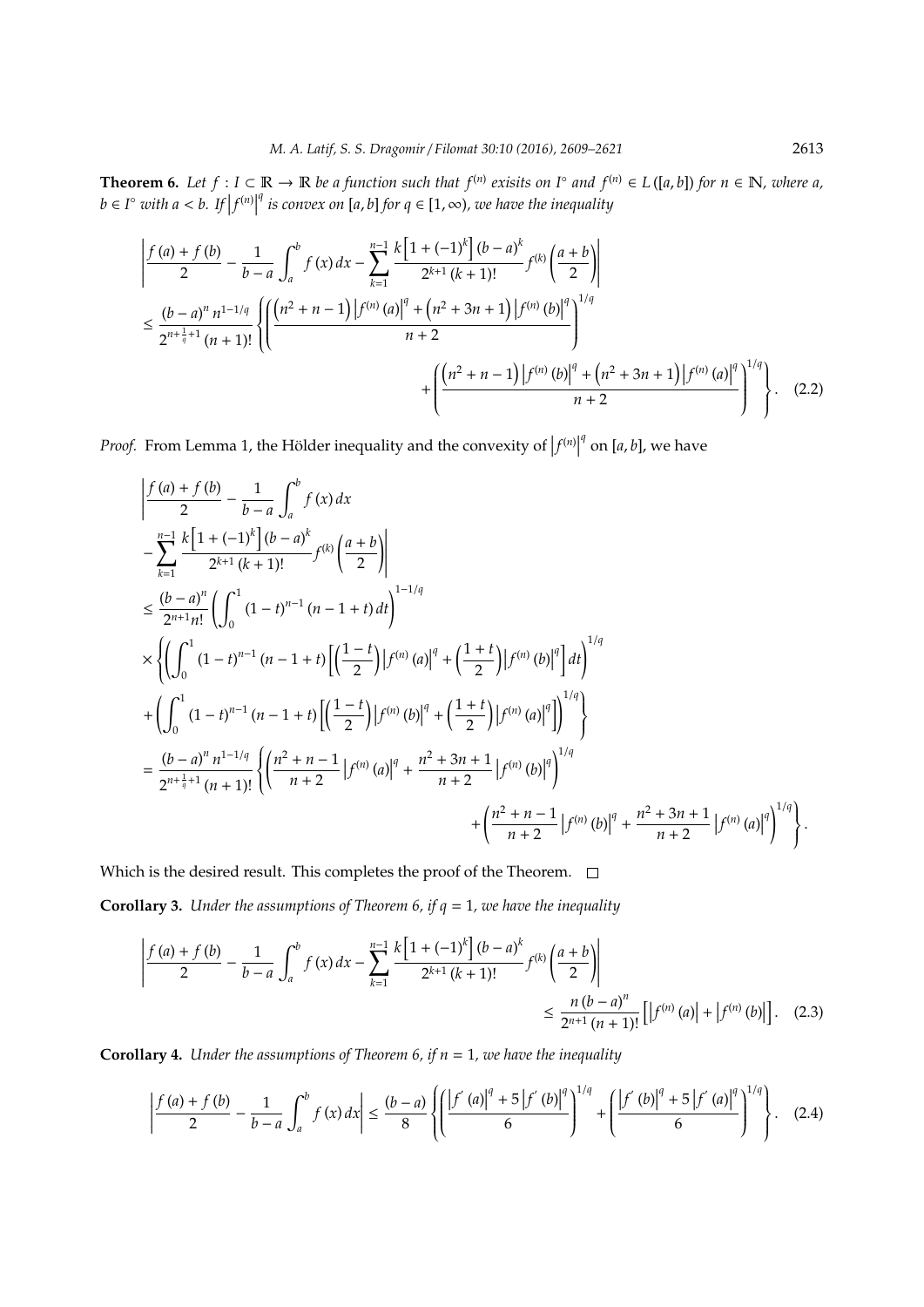**Theorem 6.** *Let $f : I \subset \mathbb{R} \to \mathbb{R}$ be a function such that $f^{(n)}$ exisits on $I^\circ$ and $f^{(n)} \in L([a,b])$ for $n \in \mathbb{N}$, where $a$, $b \in I^\circ$ with $a < b$. If $\left|f^{(n)}\right|^q$ is convex on $[a,b]$ for $q \in [1,\infty)$, we have the inequality*

$$\left| \frac{f(a)+f(b)}{2} - \frac{1}{b-a}\int_a^b f(x)\,dx - \sum_{k=1}^{n-1} \frac{k\left[1+(-1)^k\right](b-a)^k}{2^{k+1}(k+1)!} f^{(k)}\left(\frac{a+b}{2}\right) \right|$$
$$\leq \frac{(b-a)^n n^{1-1/q}}{2^{n+\frac{1}{q}+1}(n+1)!} \left\{ \left( \frac{\left(n^2+n-1\right)\left|f^{(n)}(a)\right|^q + \left(n^2+3n+1\right)\left|f^{(n)}(b)\right|^q}{n+2} \right)^{1/q} + \left( \frac{\left(n^2+n-1\right)\left|f^{(n)}(b)\right|^q + \left(n^2+3n+1\right)\left|f^{(n)}(a)\right|^q}{n+2} \right)^{1/q} \right\}. \quad (2.2)$$

*Proof.* From Lemma 1, the Hölder inequality and the convexity of $\left|f^{(n)}\right|^q$ on $[a,b]$, we have

$$\left| \frac{f(a)+f(b)}{2} - \frac{1}{b-a}\int_a^b f(x)\,dx - \sum_{k=1}^{n-1} \frac{k\left[1+(-1)^k\right](b-a)^k}{2^{k+1}(k+1)!} f^{(k)}\left(\frac{a+b}{2}\right) \right|$$
$$\leq \frac{(b-a)^n}{2^{n+1}n!} \left( \int_0^1 (1-t)^{n-1}(n-1+t)\,dt \right)^{1-1/q}$$
$$\times \left\{ \left( \int_0^1 (1-t)^{n-1}(n-1+t)\left[ \left(\frac{1-t}{2}\right)\left|f^{(n)}(a)\right|^q + \left(\frac{1+t}{2}\right)\left|f^{(n)}(b)\right|^q \right] dt \right)^{1/q} \right.$$
$$\left. + \left( \int_0^1 (1-t)^{n-1}(n-1+t)\left[ \left(\frac{1-t}{2}\right)\left|f^{(n)}(b)\right|^q + \left(\frac{1+t}{2}\right)\left|f^{(n)}(a)\right|^q \right] \right)^{1/q} \right\}$$
$$= \frac{(b-a)^n n^{1-1/q}}{2^{n+\frac{1}{q}+1}(n+1)!} \left\{ \left( \frac{n^2+n-1}{n+2}\left|f^{(n)}(a)\right|^q + \frac{n^2+3n+1}{n+2}\left|f^{(n)}(b)\right|^q \right)^{1/q} + \left( \frac{n^2+n-1}{n+2}\left|f^{(n)}(b)\right|^q + \frac{n^2+3n+1}{n+2}\left|f^{(n)}(a)\right|^q \right)^{1/q} \right\}.$$

Which is the desired result. This completes the proof of the Theorem. □

**Corollary 3.** *Under the assumptions of Theorem 6, if $q = 1$, we have the inequality*

$$\left| \frac{f(a)+f(b)}{2} - \frac{1}{b-a}\int_a^b f(x)\,dx - \sum_{k=1}^{n-1} \frac{k\left[1+(-1)^k\right](b-a)^k}{2^{k+1}(k+1)!} f^{(k)}\left(\frac{a+b}{2}\right) \right| \leq \frac{n(b-a)^n}{2^{n+1}(n+1)!}\left[\left|f^{(n)}(a)\right| + \left|f^{(n)}(b)\right|\right]. \quad (2.3)$$

**Corollary 4.** *Under the assumptions of Theorem 6, if $n = 1$, we have the inequality*

$$\left| \frac{f(a)+f(b)}{2} - \frac{1}{b-a}\int_a^b f(x)\,dx \right| \leq \frac{(b-a)}{8} \left\{ \left( \frac{\left|f'(a)\right|^q + 5\left|f'(b)\right|^q}{6} \right)^{1/q} + \left( \frac{\left|f'(b)\right|^q + 5\left|f'(a)\right|^q}{6} \right)^{1/q} \right\}. \quad (2.4)$$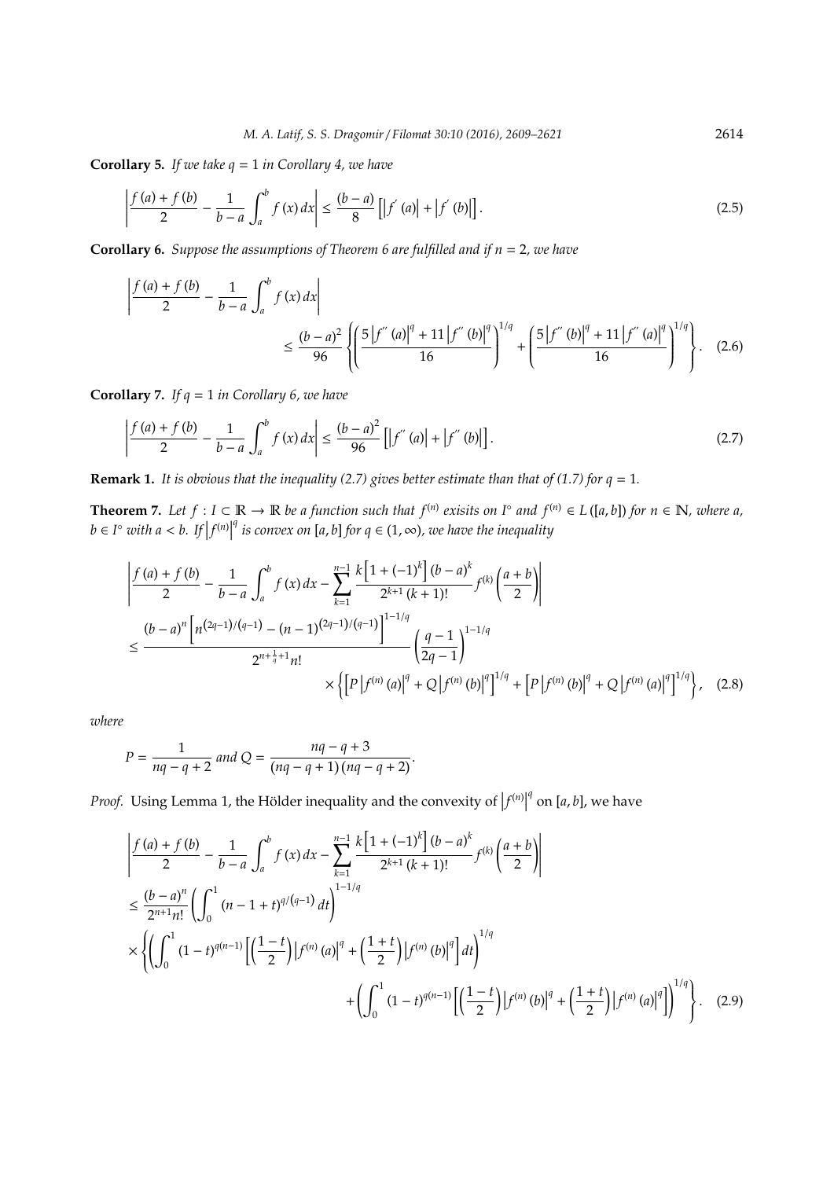**Corollary 5.** *If we take $q = 1$ in Corollary 4, we have*

$$\left|\frac{f(a)+f(b)}{2}-\frac{1}{b-a}\int_a^b f(x)\,dx\right| \le \frac{(b-a)}{8}\left[\left|f'(a)\right|+\left|f'(b)\right|\right]. \tag{2.5}$$

**Corollary 6.** *Suppose the assumptions of Theorem 6 are fulfilled and if $n = 2$, we have*

$$\left|\frac{f(a)+f(b)}{2}-\frac{1}{b-a}\int_a^b f(x)\,dx\right| \le \frac{(b-a)^2}{96}\left\{\left(\frac{5\left|f''(a)\right|^q+11\left|f''(b)\right|^q}{16}\right)^{1/q}+\left(\frac{5\left|f''(b)\right|^q+11\left|f''(a)\right|^q}{16}\right)^{1/q}\right\}. \tag{2.6}$$

**Corollary 7.** *If $q = 1$ in Corollary 6, we have*

$$\left|\frac{f(a)+f(b)}{2}-\frac{1}{b-a}\int_a^b f(x)\,dx\right| \le \frac{(b-a)^2}{96}\left[\left|f''(a)\right|+\left|f''(b)\right|\right]. \tag{2.7}$$

**Remark 1.** *It is obvious that the inequality (2.7) gives better estimate than that of (1.7) for $q = 1$.*

**Theorem 7.** *Let $f : I \subset \mathbb{R} \to \mathbb{R}$ be a function such that $f^{(n)}$ exisits on $I^\circ$ and $f^{(n)} \in L([a,b])$ for $n \in \mathbb{N}$, where $a$, $b \in I^\circ$ with $a < b$. If $\left|f^{(n)}\right|^q$ is convex on $[a,b]$ for $q \in (1,\infty)$, we have the inequality*

$$\begin{aligned}
&\left|\frac{f(a)+f(b)}{2}-\frac{1}{b-a}\int_a^b f(x)\,dx-\sum_{k=1}^{n-1}\frac{k\left[1+(-1)^k\right](b-a)^k}{2^{k+1}(k+1)!}f^{(k)}\left(\frac{a+b}{2}\right)\right| \\
&\le \frac{(b-a)^n\left[n^{(2q-1)/(q-1)}-(n-1)^{(2q-1)/(q-1)}\right]^{1-1/q}}{2^{n+\frac{1}{q}+1}n!}\left(\frac{q-1}{2q-1}\right)^{1-1/q} \\
&\qquad\times\left\{\left[P\left|f^{(n)}(a)\right|^q+Q\left|f^{(n)}(b)\right|^q\right]^{1/q}+\left[P\left|f^{(n)}(b)\right|^q+Q\left|f^{(n)}(a)\right|^q\right]^{1/q}\right\},
\end{aligned} \tag{2.8}$$

*where*

$$P = \frac{1}{nq-q+2} \text{ and } Q = \frac{nq-q+3}{(nq-q+1)(nq-q+2)}.$$

*Proof.* Using Lemma 1, the Hölder inequality and the convexity of $\left|f^{(n)}\right|^q$ on $[a,b]$, we have

$$\begin{aligned}
&\left|\frac{f(a)+f(b)}{2}-\frac{1}{b-a}\int_a^b f(x)\,dx-\sum_{k=1}^{n-1}\frac{k\left[1+(-1)^k\right](b-a)^k}{2^{k+1}(k+1)!}f^{(k)}\left(\frac{a+b}{2}\right)\right| \\
&\le \frac{(b-a)^n}{2^{n+1}n!}\left(\int_0^1(n-1+t)^{q/(q-1)}\,dt\right)^{1-1/q} \\
&\times\left\{\left(\int_0^1(1-t)^{q(n-1)}\left[\left(\frac{1-t}{2}\right)\left|f^{(n)}(a)\right|^q+\left(\frac{1+t}{2}\right)\left|f^{(n)}(b)\right|^q\right]dt\right)^{1/q}\right. \\
&\qquad\left.+\left(\int_0^1(1-t)^{q(n-1)}\left[\left(\frac{1-t}{2}\right)\left|f^{(n)}(b)\right|^q+\left(\frac{1+t}{2}\right)\left|f^{(n)}(a)\right|^q\right]\right)^{1/q}\right\}.
\end{aligned} \tag{2.9}$$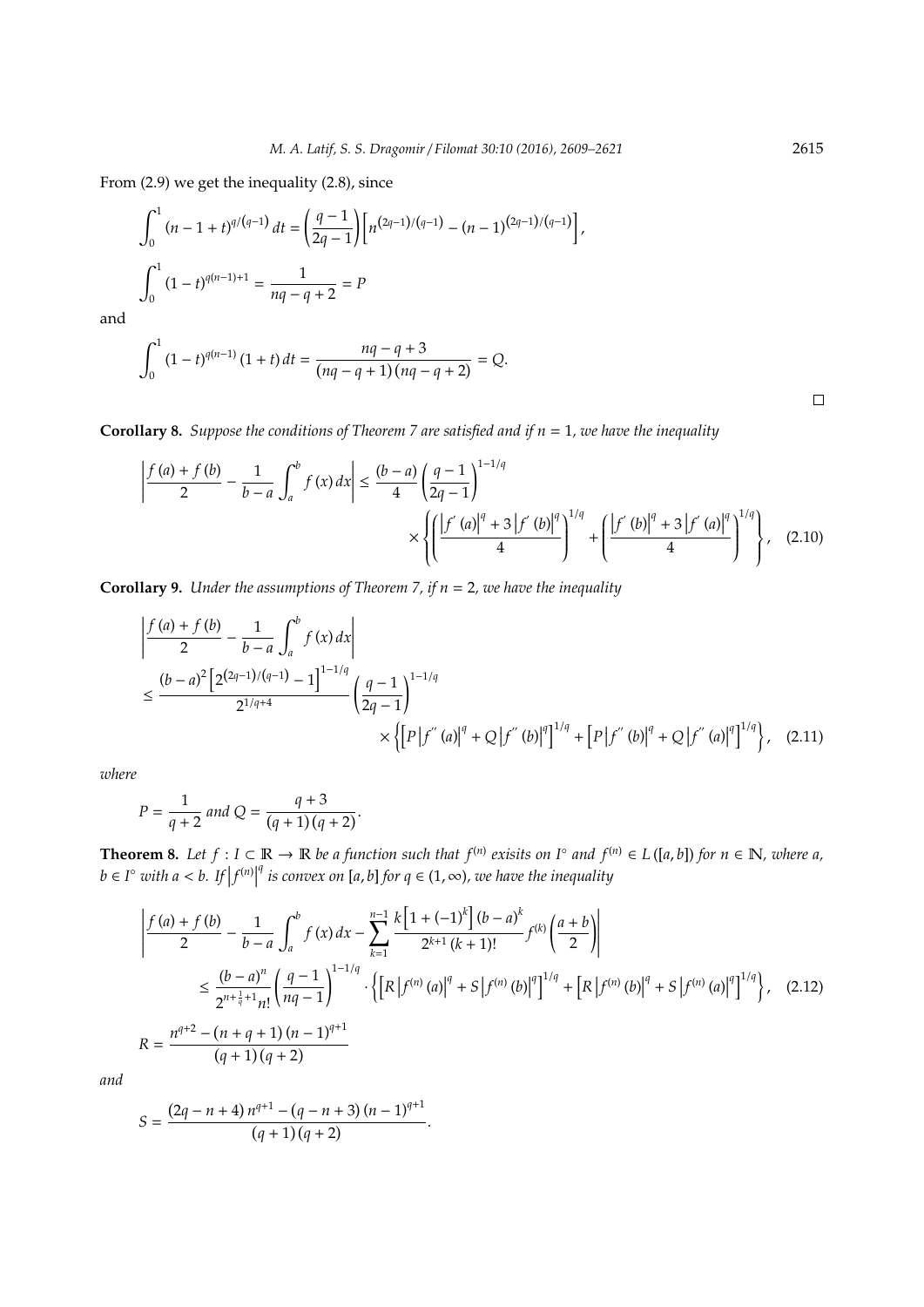From (2.9) we get the inequality (2.8), since

$$\int_0^1 (n-1+t)^{q/(q-1)}\,dt = \left(\frac{q-1}{2q-1}\right)\left[n^{(2q-1)/(q-1)} - (n-1)^{(2q-1)/(q-1)}\right],$$

$$\int_0^1 (1-t)^{q(n-1)+1} = \frac{1}{nq-q+2} = P$$

and

$$\int_0^1 (1-t)^{q(n-1)}(1+t)\,dt = \frac{nq-q+3}{(nq-q+1)(nq-q+2)} = Q.$$

□

**Corollary 8.** *Suppose the conditions of Theorem 7 are satisfied and if $n = 1$, we have the inequality*

$$\left|\frac{f(a)+f(b)}{2} - \frac{1}{b-a}\int_a^b f(x)\,dx\right| \le \frac{(b-a)}{4}\left(\frac{q-1}{2q-1}\right)^{1-1/q} \times \left\{\left(\frac{\left|f'(a)\right|^q + 3\left|f'(b)\right|^q}{4}\right)^{1/q} + \left(\frac{\left|f'(b)\right|^q + 3\left|f'(a)\right|^q}{4}\right)^{1/q}\right\}, \quad (2.10)$$

**Corollary 9.** *Under the assumptions of Theorem 7, if $n = 2$, we have the inequality*

$$\left|\frac{f(a)+f(b)}{2} - \frac{1}{b-a}\int_a^b f(x)\,dx\right| \le \frac{(b-a)^2\left[2^{(2q-1)/(q-1)}-1\right]^{1-1/q}}{2^{1/q+4}}\left(\frac{q-1}{2q-1}\right)^{1-1/q} \times \left\{\left[P\left|f''(a)\right|^q + Q\left|f''(b)\right|^q\right]^{1/q} + \left[P\left|f''(b)\right|^q + Q\left|f''(a)\right|^q\right]^{1/q}\right\}, \quad (2.11)$$

*where*

$$P = \frac{1}{q+2} \text{ and } Q = \frac{q+3}{(q+1)(q+2)}.$$

**Theorem 8.** *Let $f : I \subset \mathbb{R} \to \mathbb{R}$ be a function such that $f^{(n)}$ exisits on $I^\circ$ and $f^{(n)} \in L([a,b])$ for $n \in \mathbb{N}$, where $a$, $b \in I^\circ$ with $a < b$. If $\left|f^{(n)}\right|^q$ is convex on $[a,b]$ for $q \in (1,\infty)$, we have the inequality*

$$\left|\frac{f(a)+f(b)}{2} - \frac{1}{b-a}\int_a^b f(x)\,dx - \sum_{k=1}^{n-1}\frac{k\left[1+(-1)^k\right](b-a)^k}{2^{k+1}(k+1)!}f^{(k)}\left(\frac{a+b}{2}\right)\right| \le \frac{(b-a)^n}{2^{n+\frac{1}{q}+1}n!}\left(\frac{q-1}{nq-1}\right)^{1-1/q} \cdot \left\{\left[R\left|f^{(n)}(a)\right|^q + S\left|f^{(n)}(b)\right|^q\right]^{1/q} + \left[R\left|f^{(n)}(b)\right|^q + S\left|f^{(n)}(a)\right|^q\right]^{1/q}\right\}, \quad (2.12)$$

$$R = \frac{n^{q+2} - (n+q+1)(n-1)^{q+1}}{(q+1)(q+2)}$$

*and*

$$S = \frac{(2q-n+4)\,n^{q+1} - (q-n+3)(n-1)^{q+1}}{(q+1)(q+2)}.$$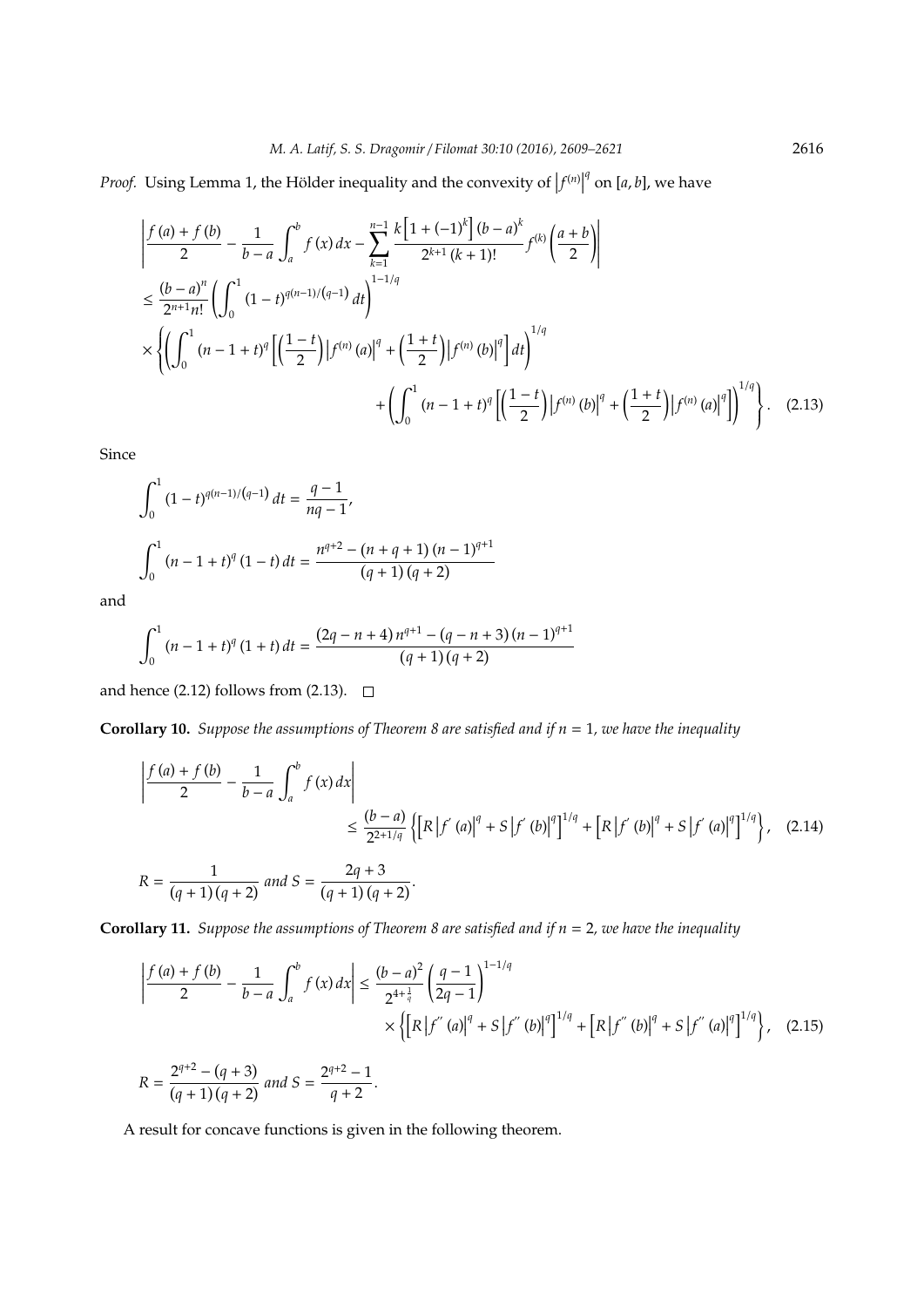*Proof.* Using Lemma 1, the Hölder inequality and the convexity of $\left|f^{(n)}\right|^q$ on $[a,b]$, we have

$$
\begin{aligned}
&\left|\frac{f(a)+f(b)}{2}-\frac{1}{b-a}\int_a^b f(x)\,dx-\sum_{k=1}^{n-1}\frac{k\left[1+(-1)^k\right](b-a)^k}{2^{k+1}(k+1)!}f^{(k)}\left(\frac{a+b}{2}\right)\right| \\
&\leq \frac{(b-a)^n}{2^{n+1}n!}\left(\int_0^1 (1-t)^{q(n-1)/(q-1)}\,dt\right)^{1-1/q} \\
&\times\left\{\left(\int_0^1 (n-1+t)^q\left[\left(\frac{1-t}{2}\right)\left|f^{(n)}(a)\right|^q+\left(\frac{1+t}{2}\right)\left|f^{(n)}(b)\right|^q\right]dt\right)^{1/q}\right. \\
&\left.\qquad+\left(\int_0^1 (n-1+t)^q\left[\left(\frac{1-t}{2}\right)\left|f^{(n)}(b)\right|^q+\left(\frac{1+t}{2}\right)\left|f^{(n)}(a)\right|^q\right]\right)^{1/q}\right\}. \quad (2.13)
\end{aligned}
$$

Since

$$\int_0^1 (1-t)^{q(n-1)/(q-1)}\,dt=\frac{q-1}{nq-1},$$

$$\int_0^1 (n-1+t)^q(1-t)\,dt=\frac{n^{q+2}-(n+q+1)(n-1)^{q+1}}{(q+1)(q+2)}$$

and

$$\int_0^1 (n-1+t)^q(1+t)\,dt=\frac{(2q-n+4)\,n^{q+1}-(q-n+3)(n-1)^{q+1}}{(q+1)(q+2)}$$

and hence (2.12) follows from (2.13). $\square$

**Corollary 10.** *Suppose the assumptions of Theorem 8 are satisfied and if $n=1$, we have the inequality*

$$
\begin{aligned}
&\left|\frac{f(a)+f(b)}{2}-\frac{1}{b-a}\int_a^b f(x)\,dx\right| \\
&\qquad\leq\frac{(b-a)}{2^{2+1/q}}\left\{\left[R\left|f'(a)\right|^q+S\left|f'(b)\right|^q\right]^{1/q}+\left[R\left|f'(b)\right|^q+S\left|f'(a)\right|^q\right]^{1/q}\right\}, \quad (2.14)
\end{aligned}
$$

$$R=\frac{1}{(q+1)(q+2)} \text{ and } S=\frac{2q+3}{(q+1)(q+2)}.$$

**Corollary 11.** *Suppose the assumptions of Theorem 8 are satisfied and if $n=2$, we have the inequality*

$$
\begin{aligned}
\left|\frac{f(a)+f(b)}{2}-\frac{1}{b-a}\int_a^b f(x)\,dx\right| &\leq\frac{(b-a)^2}{2^{4+\frac{1}{q}}}\left(\frac{q-1}{2q-1}\right)^{1-1/q} \\
&\times\left\{\left[R\left|f''(a)\right|^q+S\left|f''(b)\right|^q\right]^{1/q}+\left[R\left|f''(b)\right|^q+S\left|f''(a)\right|^q\right]^{1/q}\right\}, \quad (2.15)
\end{aligned}
$$

$$R=\frac{2^{q+2}-(q+3)}{(q+1)(q+2)} \text{ and } S=\frac{2^{q+2}-1}{q+2}.$$

A result for concave functions is given in the following theorem.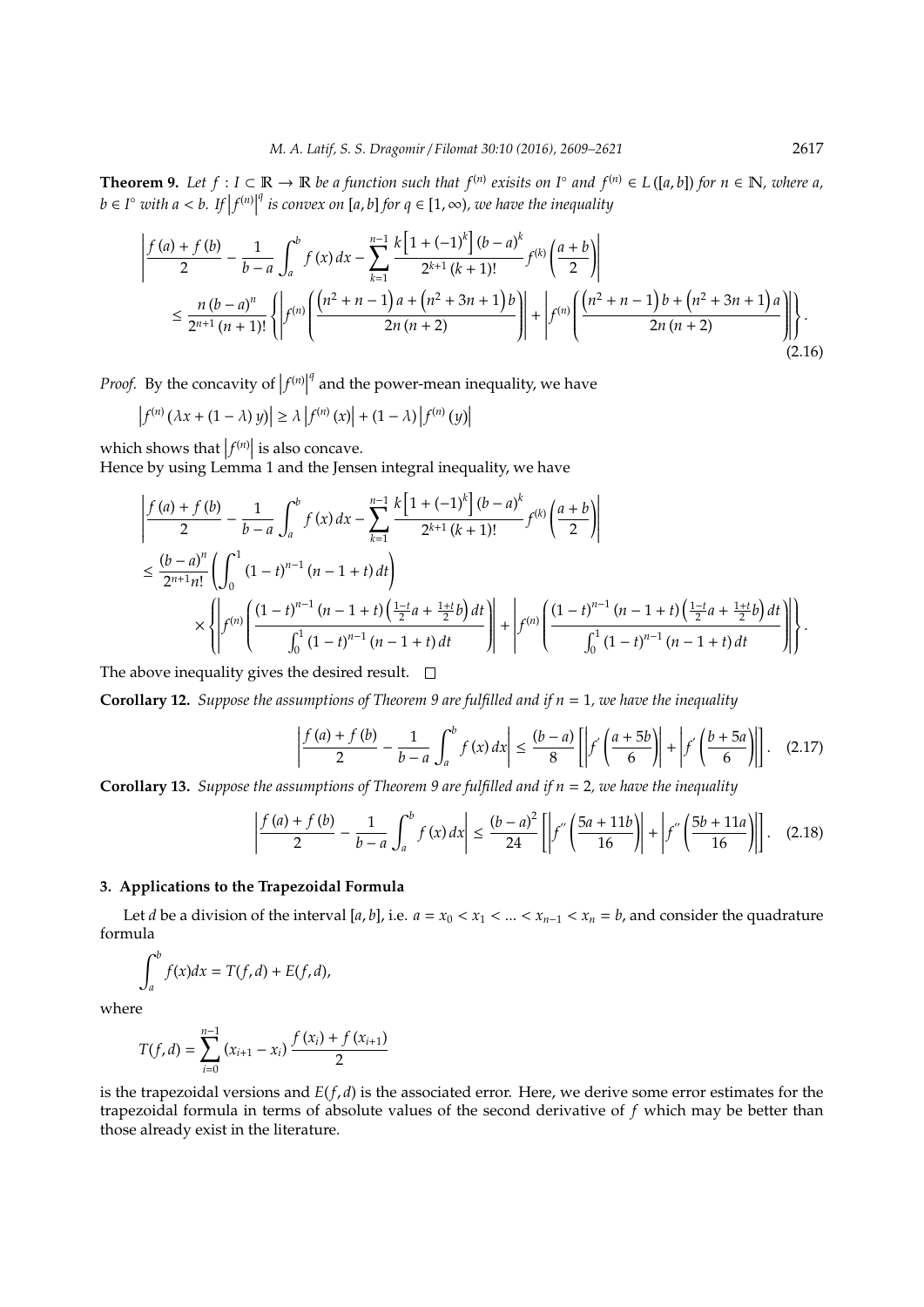**Theorem 9.** *Let $f : I \subset \mathbb{R} \to \mathbb{R}$ be a function such that $f^{(n)}$ exisits on $I^\circ$ and $f^{(n)} \in L([a, b])$ for $n \in \mathbb{N}$, where $a, b \in I^\circ$ with $a < b$. If $\left|f^{(n)}\right|^q$ is convex on $[a, b]$ for $q \in [1, \infty)$, we have the inequality*

$$\left|\frac{f(a)+f(b)}{2}-\frac{1}{b-a}\int_a^b f(x)\,dx-\sum_{k=1}^{n-1}\frac{k\left[1+(-1)^k\right](b-a)^k}{2^{k+1}(k+1)!}f^{(k)}\left(\frac{a+b}{2}\right)\right|$$
$$\leq \frac{n(b-a)^n}{2^{n+1}(n+1)!}\left\{\left|f^{(n)}\left(\frac{\left(n^2+n-1\right)a+\left(n^2+3n+1\right)b}{2n(n+2)}\right)\right|+\left|f^{(n)}\left(\frac{\left(n^2+n-1\right)b+\left(n^2+3n+1\right)a}{2n(n+2)}\right)\right|\right\}. \tag{2.16}$$

*Proof.* By the concavity of $\left|f^{(n)}\right|^q$ and the power-mean inequality, we have

$$\left|f^{(n)}(\lambda x+(1-\lambda)y)\right| \geq \lambda\left|f^{(n)}(x)\right|+(1-\lambda)\left|f^{(n)}(y)\right|$$

which shows that $\left|f^{(n)}\right|$ is also concave.

Hence by using Lemma 1 and the Jensen integral inequality, we have

$$\left|\frac{f(a)+f(b)}{2}-\frac{1}{b-a}\int_a^b f(x)\,dx-\sum_{k=1}^{n-1}\frac{k\left[1+(-1)^k\right](b-a)^k}{2^{k+1}(k+1)!}f^{(k)}\left(\frac{a+b}{2}\right)\right|$$
$$\leq \frac{(b-a)^n}{2^{n+1}n!}\left(\int_0^1(1-t)^{n-1}(n-1+t)\,dt\right)$$
$$\times\left\{\left|f^{(n)}\left(\frac{(1-t)^{n-1}(n-1+t)\left(\frac{1-t}{2}a+\frac{1+t}{2}b\right)dt}{\int_0^1(1-t)^{n-1}(n-1+t)\,dt}\right)\right|+\left|f^{(n)}\left(\frac{(1-t)^{n-1}(n-1+t)\left(\frac{1-t}{2}a+\frac{1+t}{2}b\right)dt}{\int_0^1(1-t)^{n-1}(n-1+t)\,dt}\right)\right|\right\}.$$

The above inequality gives the desired result. $\square$

**Corollary 12.** *Suppose the assumptions of Theorem 9 are fulfilled and if $n = 1$, we have the inequality*

$$\left|\frac{f(a)+f(b)}{2}-\frac{1}{b-a}\int_a^b f(x)\,dx\right| \leq \frac{(b-a)}{8}\left[\left|f'\left(\frac{a+5b}{6}\right)\right|+\left|f'\left(\frac{b+5a}{6}\right)\right|\right]. \tag{2.17}$$

**Corollary 13.** *Suppose the assumptions of Theorem 9 are fulfilled and if $n = 2$, we have the inequality*

$$\left|\frac{f(a)+f(b)}{2}-\frac{1}{b-a}\int_a^b f(x)\,dx\right| \leq \frac{(b-a)^2}{24}\left[\left|f''\left(\frac{5a+11b}{16}\right)\right|+\left|f''\left(\frac{5b+11a}{16}\right)\right|\right]. \tag{2.18}$$

## 3. Applications to the Trapezoidal Formula

Let $d$ be a division of the interval $[a, b]$, i.e. $a = x_0 < x_1 < ... < x_{n-1} < x_n = b$, and consider the quadrature formula

$$\int_a^b f(x)dx = T(f, d) + E(f, d),$$

where

$$T(f, d) = \sum_{i=0}^{n-1}(x_{i+1} - x_i)\frac{f(x_i) + f(x_{i+1})}{2}$$

is the trapezoidal versions and $E(f, d)$ is the associated error. Here, we derive some error estimates for the trapezoidal formula in terms of absolute values of the second derivative of $f$ which may be better than those already exist in the literature.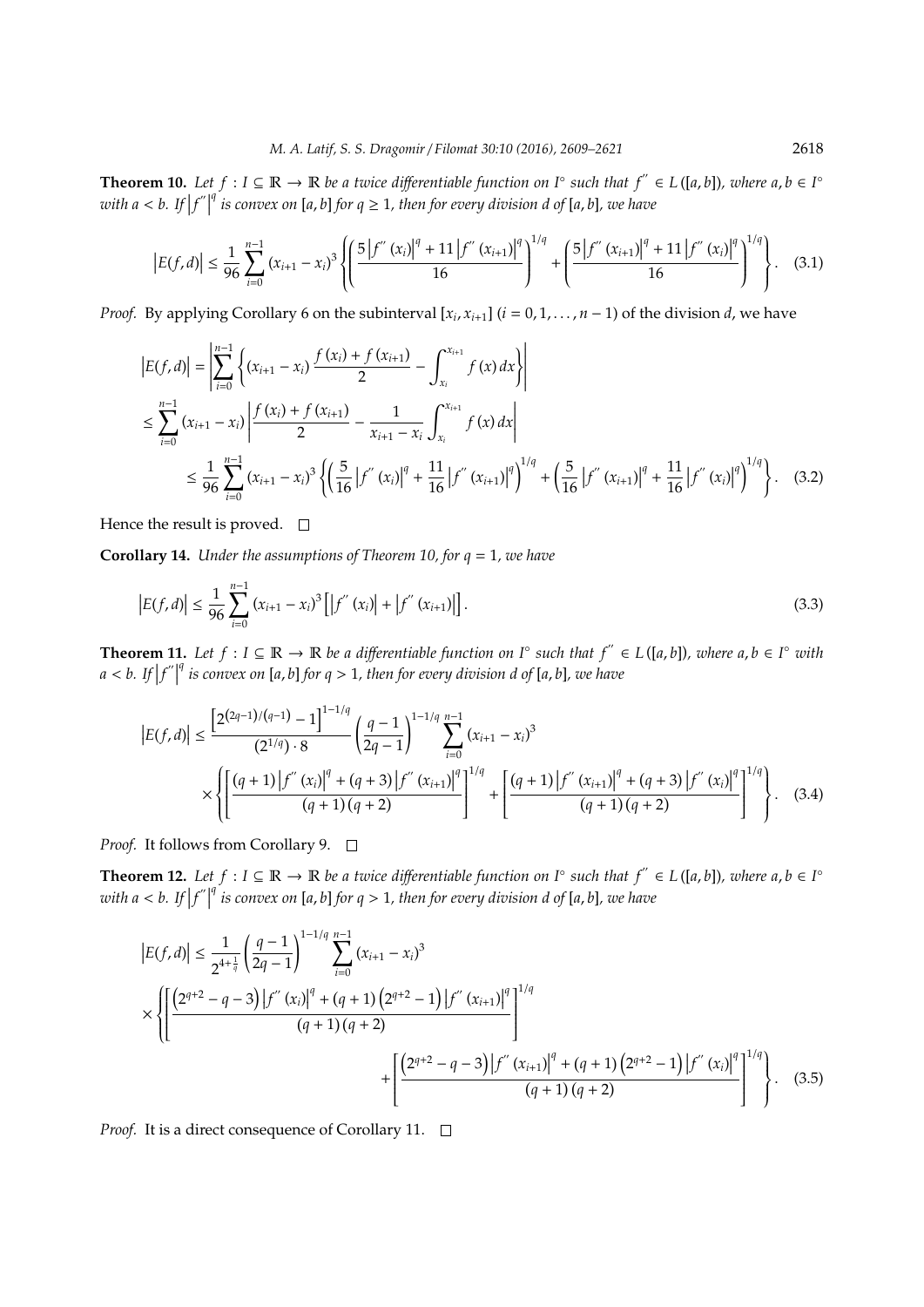**Theorem 10.** *Let $f : I \subseteq \mathbb{R} \to \mathbb{R}$ be a twice differentiable function on $I^\circ$ such that $f'' \in L([a,b])$, where $a, b \in I^\circ$ with $a < b$. If $\left|f''\right|^q$ is convex on $[a,b]$ for $q \geq 1$, then for every division $d$ of $[a,b]$, we have*

$$\left|E(f,d)\right| \leq \frac{1}{96}\sum_{i=0}^{n-1}(x_{i+1}-x_i)^3\left\{\left(\frac{5\left|f''(x_i)\right|^q+11\left|f''(x_{i+1})\right|^q}{16}\right)^{1/q}+\left(\frac{5\left|f''(x_{i+1})\right|^q+11\left|f''(x_i)\right|^q}{16}\right)^{1/q}\right\}. \quad (3.1)$$

*Proof.* By applying Corollary 6 on the subinterval $[x_i, x_{i+1}]$ $(i = 0, 1, \ldots, n-1)$ of the division $d$, we have

$$\begin{aligned}
\left|E(f,d)\right| &= \left|\sum_{i=0}^{n-1}\left\{(x_{i+1}-x_i)\frac{f(x_i)+f(x_{i+1})}{2}-\int_{x_i}^{x_{i+1}}f(x)\,dx\right\}\right| \\
&\leq \sum_{i=0}^{n-1}(x_{i+1}-x_i)\left|\frac{f(x_i)+f(x_{i+1})}{2}-\frac{1}{x_{i+1}-x_i}\int_{x_i}^{x_{i+1}}f(x)\,dx\right| \\
&\leq \frac{1}{96}\sum_{i=0}^{n-1}(x_{i+1}-x_i)^3\left\{\left(\frac{5}{16}\left|f''(x_i)\right|^q+\frac{11}{16}\left|f''(x_{i+1})\right|^q\right)^{1/q}+\left(\frac{5}{16}\left|f''(x_{i+1})\right|^q+\frac{11}{16}\left|f''(x_i)\right|^q\right)^{1/q}\right\}. \quad (3.2)
\end{aligned}$$

Hence the result is proved. □

**Corollary 14.** *Under the assumptions of Theorem 10, for $q = 1$, we have*

$$\left|E(f,d)\right| \leq \frac{1}{96}\sum_{i=0}^{n-1}(x_{i+1}-x_i)^3\left[\left|f''(x_i)\right|+\left|f''(x_{i+1})\right|\right]. \quad (3.3)$$

**Theorem 11.** *Let $f : I \subseteq \mathbb{R} \to \mathbb{R}$ be a differentiable function on $I^\circ$ such that $f'' \in L([a,b])$, where $a, b \in I^\circ$ with $a < b$. If $\left|f''\right|^q$ is convex on $[a,b]$ for $q > 1$, then for every division $d$ of $[a,b]$, we have*

$$\begin{aligned}
\left|E(f,d)\right| &\leq \frac{\left[2^{(2q-1)/(q-1)}-1\right]^{1-1/q}}{(2^{1/q})\cdot 8}\left(\frac{q-1}{2q-1}\right)^{1-1/q}\sum_{i=0}^{n-1}(x_{i+1}-x_i)^3 \\
&\times\left\{\left[\frac{(q+1)\left|f''(x_i)\right|^q+(q+3)\left|f''(x_{i+1})\right|^q}{(q+1)(q+2)}\right]^{1/q}+\left[\frac{(q+1)\left|f''(x_{i+1})\right|^q+(q+3)\left|f''(x_i)\right|^q}{(q+1)(q+2)}\right]^{1/q}\right\}. \quad (3.4)
\end{aligned}$$

*Proof.* It follows from Corollary 9. □

**Theorem 12.** *Let $f : I \subseteq \mathbb{R} \to \mathbb{R}$ be a twice differentiable function on $I^\circ$ such that $f'' \in L([a,b])$, where $a, b \in I^\circ$ with $a < b$. If $\left|f''\right|^q$ is convex on $[a,b]$ for $q > 1$, then for every division $d$ of $[a,b]$, we have*

$$\begin{aligned}
\left|E(f,d)\right| &\leq \frac{1}{2^{4+\frac{1}{q}}}\left(\frac{q-1}{2q-1}\right)^{1-1/q}\sum_{i=0}^{n-1}(x_{i+1}-x_i)^3 \\
&\times\left\{\left[\frac{\left(2^{q+2}-q-3\right)\left|f''(x_i)\right|^q+(q+1)\left(2^{q+2}-1\right)\left|f''(x_{i+1})\right|^q}{(q+1)(q+2)}\right]^{1/q}\right. \\
&\left.+\left[\frac{\left(2^{q+2}-q-3\right)\left|f''(x_{i+1})\right|^q+(q+1)\left(2^{q+2}-1\right)\left|f''(x_i)\right|^q}{(q+1)(q+2)}\right]^{1/q}\right\}. \quad (3.5)
\end{aligned}$$

*Proof.* It is a direct consequence of Corollary 11. □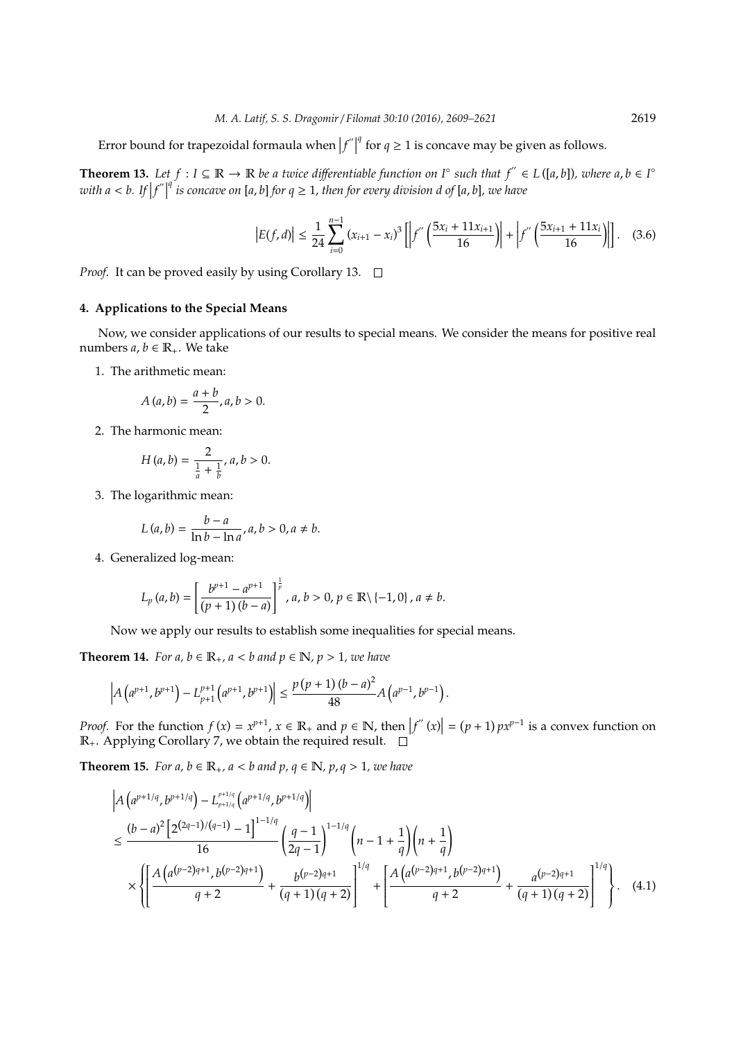Error bound for trapezoidal formaula when $\left|f''\right|^q$ for $q \geq 1$ is concave may be given as follows.

**Theorem 13.** *Let $f : I \subseteq \mathbb{R} \to \mathbb{R}$ be a twice differentiable function on $I^\circ$ such that $f'' \in L([a,b])$, where $a, b \in I^\circ$ with $a < b$. If $\left|f''\right|^q$ is concave on $[a,b]$ for $q \geq 1$, then for every division $d$ of $[a,b]$, we have*

$$\left|E(f,d)\right| \leq \frac{1}{24}\sum_{i=0}^{n-1}(x_{i+1}-x_i)^3\left[\left|f''\left(\frac{5x_i+11x_{i+1}}{16}\right)\right| + \left|f''\left(\frac{5x_{i+1}+11x_i}{16}\right)\right|\right]. \quad (3.6)$$

*Proof.* It can be proved easily by using Corollary 13. $\square$

## 4. Applications to the Special Means

Now, we consider applications of our results to special means. We consider the means for positive real numbers $a, b \in \mathbb{R}_+$. We take

1. The arithmetic mean:

$$A(a,b) = \frac{a+b}{2}, a, b > 0.$$

2. The harmonic mean:

$$H(a,b) = \frac{2}{\frac{1}{a}+\frac{1}{b}}, a, b > 0.$$

3. The logarithmic mean:

$$L(a,b) = \frac{b-a}{\ln b - \ln a}, a, b > 0, a \neq b.$$

4. Generalized log-mean:

$$L_p(a,b) = \left[\frac{b^{p+1}-a^{p+1}}{(p+1)(b-a)}\right]^{\frac{1}{p}}, a, b > 0, p \in \mathbb{R}\backslash\{-1,0\}, a \neq b.$$

Now we apply our results to establish some inequalities for special means.

**Theorem 14.** *For $a, b \in \mathbb{R}_+$, $a < b$ and $p \in \mathbb{N}$, $p > 1$, we have*

$$\left|A\left(a^{p+1},b^{p+1}\right) - L_{p+1}^{p+1}\left(a^{p+1},b^{p+1}\right)\right| \leq \frac{p(p+1)(b-a)^2}{48}A\left(a^{p-1},b^{p-1}\right).$$

*Proof.* For the function $f(x) = x^{p+1}$, $x \in \mathbb{R}_+$ and $p \in \mathbb{N}$, then $\left|f''(x)\right| = (p+1)px^{p-1}$ is a convex function on $\mathbb{R}_+$. Applying Corollary 7, we obtain the required result. $\square$

**Theorem 15.** *For $a, b \in \mathbb{R}_+$, $a < b$ and $p, q \in \mathbb{N}$, $p, q > 1$, we have*

$$\begin{aligned}
&\left|A\left(a^{p+1/q},b^{p+1/q}\right) - L_{p+1/q}^{p+1/q}\left(a^{p+1/q},b^{p+1/q}\right)\right| \\
&\leq \frac{(b-a)^2\left[2^{(2q-1)/(q-1)}-1\right]^{1-1/q}}{16}\left(\frac{q-1}{2q-1}\right)^{1-1/q}\left(n-1+\frac{1}{q}\right)\left(n+\frac{1}{q}\right) \\
&\times\left\{\left[\frac{A\left(a^{(p-2)q+1},b^{(p-2)q+1}\right)}{q+2} + \frac{b^{(p-2)q+1}}{(q+1)(q+2)}\right]^{1/q} + \left[\frac{A\left(a^{(p-2)q+1},b^{(p-2)q+1}\right)}{q+2} + \frac{a^{(p-2)q+1}}{(q+1)(q+2)}\right]^{1/q}\right\}. \quad (4.1)
\end{aligned}$$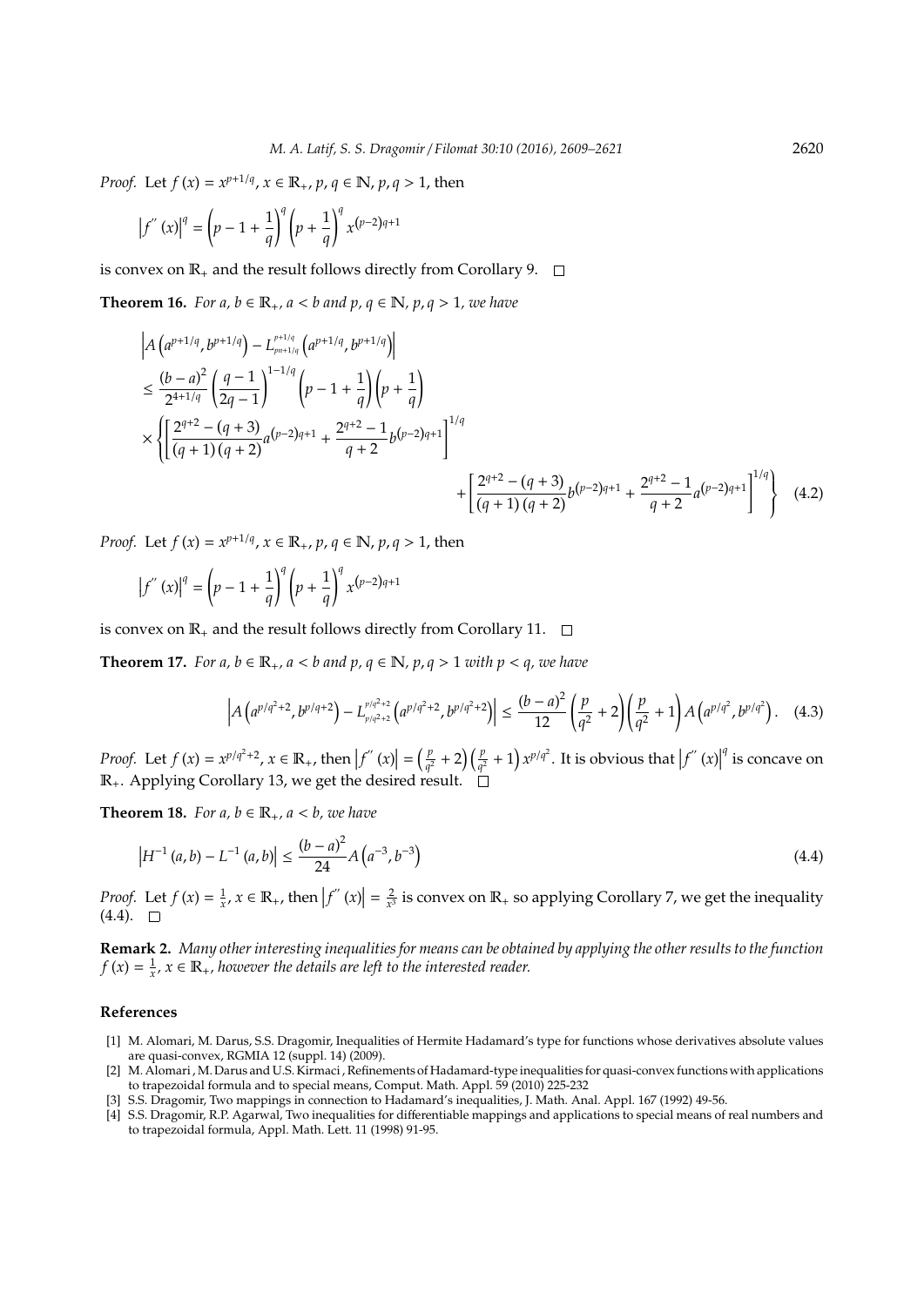*Proof.* Let $f(x) = x^{p+1/q}$, $x \in \mathbb{R}_+$, $p, q \in \mathbb{N}$, $p, q > 1$, then

$$\left|f''(x)\right|^q = \left(p - 1 + \frac{1}{q}\right)^q \left(p + \frac{1}{q}\right)^q x^{(p-2)q+1}$$

is convex on $\mathbb{R}_+$ and the result follows directly from Corollary 9. $\square$

**Theorem 16.** *For $a, b \in \mathbb{R}_+$, $a < b$ and $p, q \in \mathbb{N}$, $p, q > 1$, we have*

$$\begin{aligned}
&\left|A\left(a^{p+1/q}, b^{p+1/q}\right) - L_{pn+1/q}^{p+1/q}\left(a^{p+1/q}, b^{p+1/q}\right)\right| \\
&\leq \frac{(b-a)^2}{2^{4+1/q}} \left(\frac{q-1}{2q-1}\right)^{1-1/q} \left(p - 1 + \frac{1}{q}\right)\left(p + \frac{1}{q}\right) \\
&\times \left\{\left[\frac{2^{q+2} - (q+3)}{(q+1)(q+2)} a^{(p-2)q+1} + \frac{2^{q+2} - 1}{q+2} b^{(p-2)q+1}\right]^{1/q}\right. \\
&\qquad \left. + \left[\frac{2^{q+2} - (q+3)}{(q+1)(q+2)} b^{(p-2)q+1} + \frac{2^{q+2} - 1}{q+2} a^{(p-2)q+1}\right]^{1/q}\right\} \qquad (4.2)
\end{aligned}$$

*Proof.* Let $f(x) = x^{p+1/q}$, $x \in \mathbb{R}_+$, $p, q \in \mathbb{N}$, $p, q > 1$, then

$$\left|f''(x)\right|^q = \left(p - 1 + \frac{1}{q}\right)^q \left(p + \frac{1}{q}\right)^q x^{(p-2)q+1}$$

is convex on $\mathbb{R}_+$ and the result follows directly from Corollary 11. $\square$

**Theorem 17.** *For $a, b \in \mathbb{R}_+$, $a < b$ and $p, q \in \mathbb{N}$, $p, q > 1$ with $p < q$, we have*

$$\left|A\left(a^{p/q^2+2}, b^{p/q+2}\right) - L_{p/q^2+2}^{p/q^2+2}\left(a^{p/q^2+2}, b^{p/q^2+2}\right)\right| \leq \frac{(b-a)^2}{12}\left(\frac{p}{q^2} + 2\right)\left(\frac{p}{q^2} + 1\right) A\left(a^{p/q^2}, b^{p/q^2}\right). \quad (4.3)$$

*Proof.* Let $f(x) = x^{p/q^2+2}$, $x \in \mathbb{R}_+$, then $\left|f''(x)\right| = \left(\frac{p}{q^2} + 2\right)\left(\frac{p}{q^2} + 1\right) x^{p/q^2}$. It is obvious that $\left|f''(x)\right|^q$ is concave on $\mathbb{R}_+$. Applying Corollary 13, we get the desired result. $\square$

**Theorem 18.** *For $a, b \in \mathbb{R}_+$, $a < b$, we have*

$$\left|H^{-1}(a, b) - L^{-1}(a, b)\right| \leq \frac{(b-a)^2}{24} A\left(a^{-3}, b^{-3}\right) \qquad (4.4)$$

*Proof.* Let $f(x) = \frac{1}{x}$, $x \in \mathbb{R}_+$, then $\left|f''(x)\right| = \frac{2}{x^3}$ is convex on $\mathbb{R}_+$ so applying Corollary 7, we get the inequality (4.4). $\square$

**Remark 2.** *Many other interesting inequalities for means can be obtained by applying the other results to the function $f(x) = \frac{1}{x}$, $x \in \mathbb{R}_+$, however the details are left to the interested reader.*

## References

[1] M. Alomari, M. Darus, S.S. Dragomir, Inequalities of Hermite Hadamard's type for functions whose derivatives absolute values are quasi-convex, RGMIA 12 (suppl. 14) (2009).

[2] M. Alomari , M. Darus and U.S. Kirmaci , Refinements of Hadamard-type inequalities for quasi-convex functions with applications to trapezoidal formula and to special means, Comput. Math. Appl. 59 (2010) 225-232

[3] S.S. Dragomir, Two mappings in connection to Hadamard's inequalities, J. Math. Anal. Appl. 167 (1992) 49-56.

[4] S.S. Dragomir, R.P. Agarwal, Two inequalities for differentiable mappings and applications to special means of real numbers and to trapezoidal formula, Appl. Math. Lett. 11 (1998) 91-95.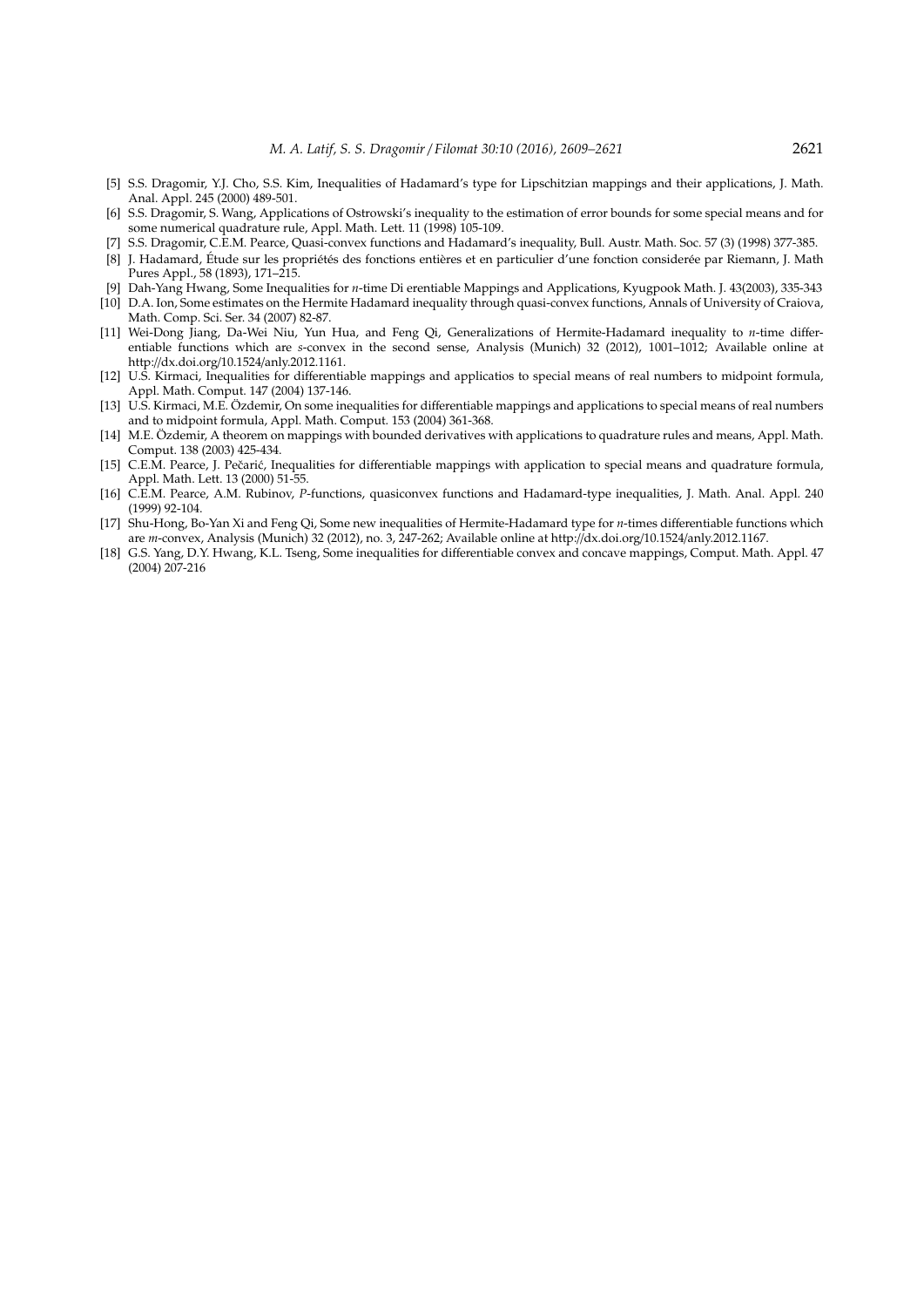[5] S.S. Dragomir, Y.J. Cho, S.S. Kim, Inequalities of Hadamard's type for Lipschitzian mappings and their applications, J. Math. Anal. Appl. 245 (2000) 489-501.

[6] S.S. Dragomir, S. Wang, Applications of Ostrowski's inequality to the estimation of error bounds for some special means and for some numerical quadrature rule, Appl. Math. Lett. 11 (1998) 105-109.

[7] S.S. Dragomir, C.E.M. Pearce, Quasi-convex functions and Hadamard's inequality, Bull. Austr. Math. Soc. 57 (3) (1998) 377-385.

[8] J. Hadamard, Étude sur les propriétés des fonctions entières et en particulier d'une fonction considerée par Riemann, J. Math Pures Appl., 58 (1893), 171–215.

[9] Dah-Yang Hwang, Some Inequalities for $n$-time Di erentiable Mappings and Applications, Kyugpook Math. J. 43(2003), 335-343

[10] D.A. Ion, Some estimates on the Hermite Hadamard inequality through quasi-convex functions, Annals of University of Craiova, Math. Comp. Sci. Ser. 34 (2007) 82-87.

[11] Wei-Dong Jiang, Da-Wei Niu, Yun Hua, and Feng Qi, Generalizations of Hermite-Hadamard inequality to $n$-time differentiable functions which are $s$-convex in the second sense, Analysis (Munich) 32 (2012), 1001–1012; Available online at http://dx.doi.org/10.1524/anly.2012.1161.

[12] U.S. Kirmaci, Inequalities for differentiable mappings and applicatios to special means of real numbers to midpoint formula, Appl. Math. Comput. 147 (2004) 137-146.

[13] U.S. Kirmaci, M.E. Özdemir, On some inequalities for differentiable mappings and applications to special means of real numbers and to midpoint formula, Appl. Math. Comput. 153 (2004) 361-368.

[14] M.E. Özdemir, A theorem on mappings with bounded derivatives with applications to quadrature rules and means, Appl. Math. Comput. 138 (2003) 425-434.

[15] C.E.M. Pearce, J. Pečarić, Inequalities for differentiable mappings with application to special means and quadrature formula, Appl. Math. Lett. 13 (2000) 51-55.

[16] C.E.M. Pearce, A.M. Rubinov, $P$-functions, quasiconvex functions and Hadamard-type inequalities, J. Math. Anal. Appl. 240 (1999) 92-104.

[17] Shu-Hong, Bo-Yan Xi and Feng Qi, Some new inequalities of Hermite-Hadamard type for $n$-times differentiable functions which are $m$-convex, Analysis (Munich) 32 (2012), no. 3, 247-262; Available online at http://dx.doi.org/10.1524/anly.2012.1167.

[18] G.S. Yang, D.Y. Hwang, K.L. Tseng, Some inequalities for differentiable convex and concave mappings, Comput. Math. Appl. 47 (2004) 207-216